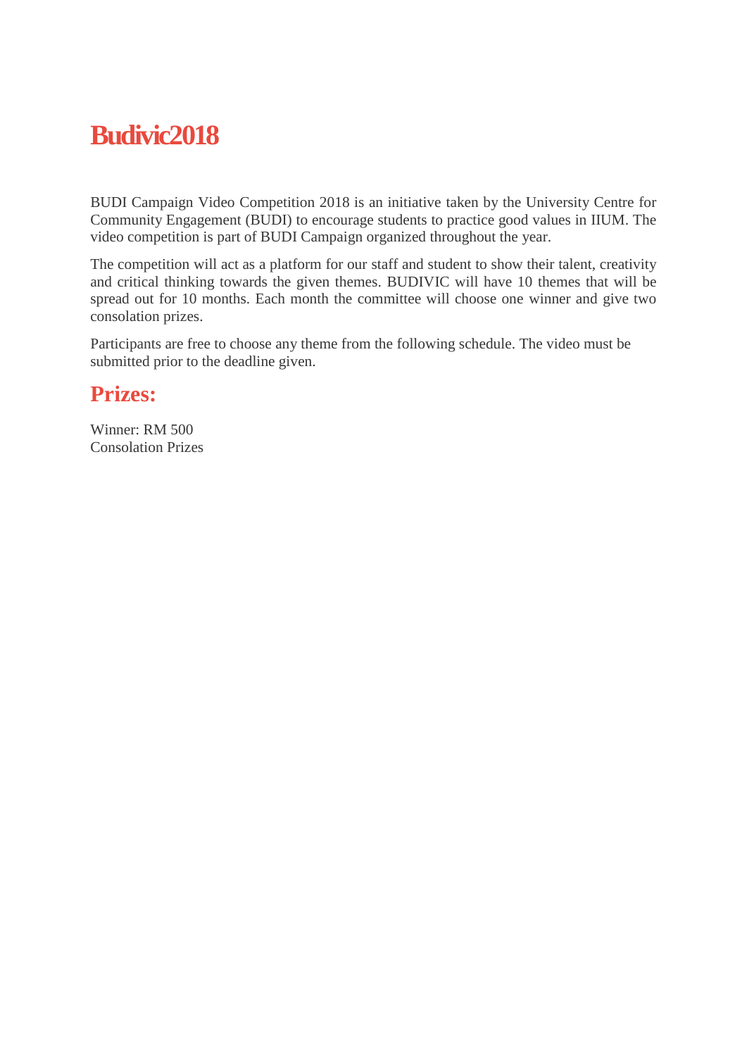# Budivic2018

BUDI Campaign Video Competition 2018 is an initiative taken by the University Centre for Community Engagement (BUDI) to encourage students to practice good values in IIUM. The video competition is part of BUDI Campaign organized throughout the year.

The competition will act as a platform for our staff and student to show their talent, creativity and critical thinking towards the given themes. BUDIVIC will have 10 themes that will be spread out for 10 months. Each month the committee will choose one winner and give two consolation prizes.

Participants are free to choose any theme from the following schedule. The video must be submitted prior to the deadline given.

## Prizes:

Winner: RM 500
Consolation Prizes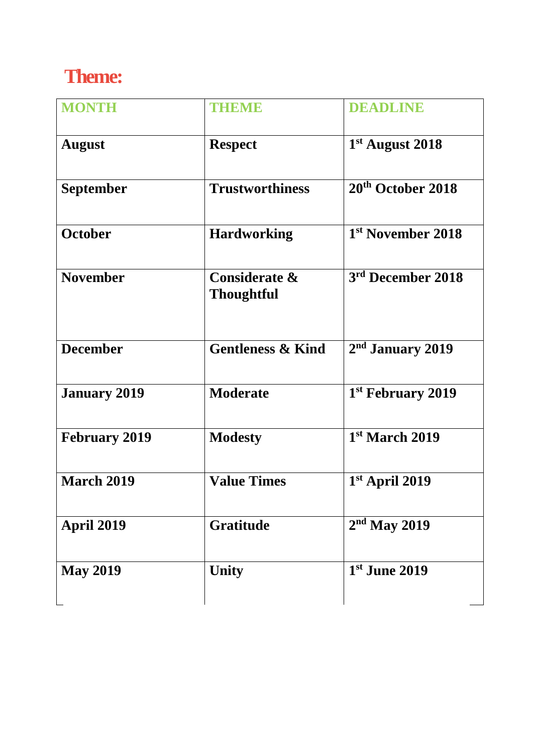## Theme:

| MONTH | THEME | DEADLINE |
|---|---|---|
| **August** | **Respect** | **1st August 2018** |
| **September** | **Trustworthiness** | **20th October 2018** |
| **October** | **Hardworking** | **1st November 2018** |
| **November** | **Considerate & Thoughtful** | **3rd December 2018** |
| **December** | **Gentleness & Kind** | **2nd January 2019** |
| **January 2019** | **Moderate** | **1st February 2019** |
| **February 2019** | **Modesty** | **1st March 2019** |
| **March 2019** | **Value Times** | **1st April 2019** |
| **April 2019** | **Gratitude** | **2nd May 2019** |
| **May 2019** | **Unity** | **1st June 2019** |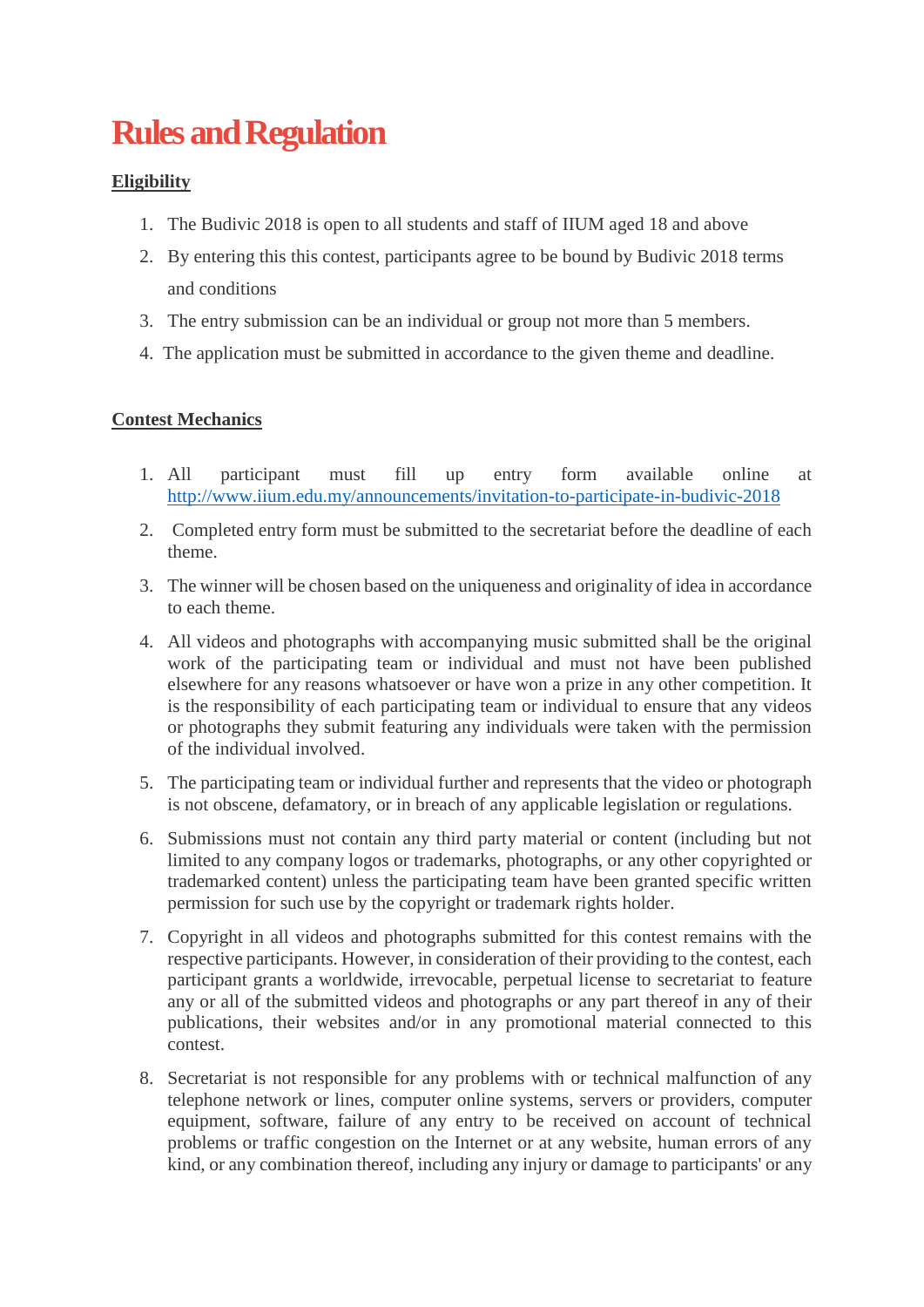# Rules and Regulation

**Eligibility**

1. The Budivic 2018 is open to all students and staff of IIUM aged 18 and above
2. By entering this this contest, participants agree to be bound by Budivic 2018 terms and conditions
3. The entry submission can be an individual or group not more than 5 members.
4. The application must be submitted in accordance to the given theme and deadline.

**Contest Mechanics**

1. All participant must fill up entry form available online at http://www.iium.edu.my/announcements/invitation-to-participate-in-budivic-2018
2. Completed entry form must be submitted to the secretariat before the deadline of each theme.
3. The winner will be chosen based on the uniqueness and originality of idea in accordance to each theme.
4. All videos and photographs with accompanying music submitted shall be the original work of the participating team or individual and must not have been published elsewhere for any reasons whatsoever or have won a prize in any other competition. It is the responsibility of each participating team or individual to ensure that any videos or photographs they submit featuring any individuals were taken with the permission of the individual involved.
5. The participating team or individual further and represents that the video or photograph is not obscene, defamatory, or in breach of any applicable legislation or regulations.
6. Submissions must not contain any third party material or content (including but not limited to any company logos or trademarks, photographs, or any other copyrighted or trademarked content) unless the participating team have been granted specific written permission for such use by the copyright or trademark rights holder.
7. Copyright in all videos and photographs submitted for this contest remains with the respective participants. However, in consideration of their providing to the contest, each participant grants a worldwide, irrevocable, perpetual license to secretariat to feature any or all of the submitted videos and photographs or any part thereof in any of their publications, their websites and/or in any promotional material connected to this contest.
8. Secretariat is not responsible for any problems with or technical malfunction of any telephone network or lines, computer online systems, servers or providers, computer equipment, software, failure of any entry to be received on account of technical problems or traffic congestion on the Internet or at any website, human errors of any kind, or any combination thereof, including any injury or damage to participants' or any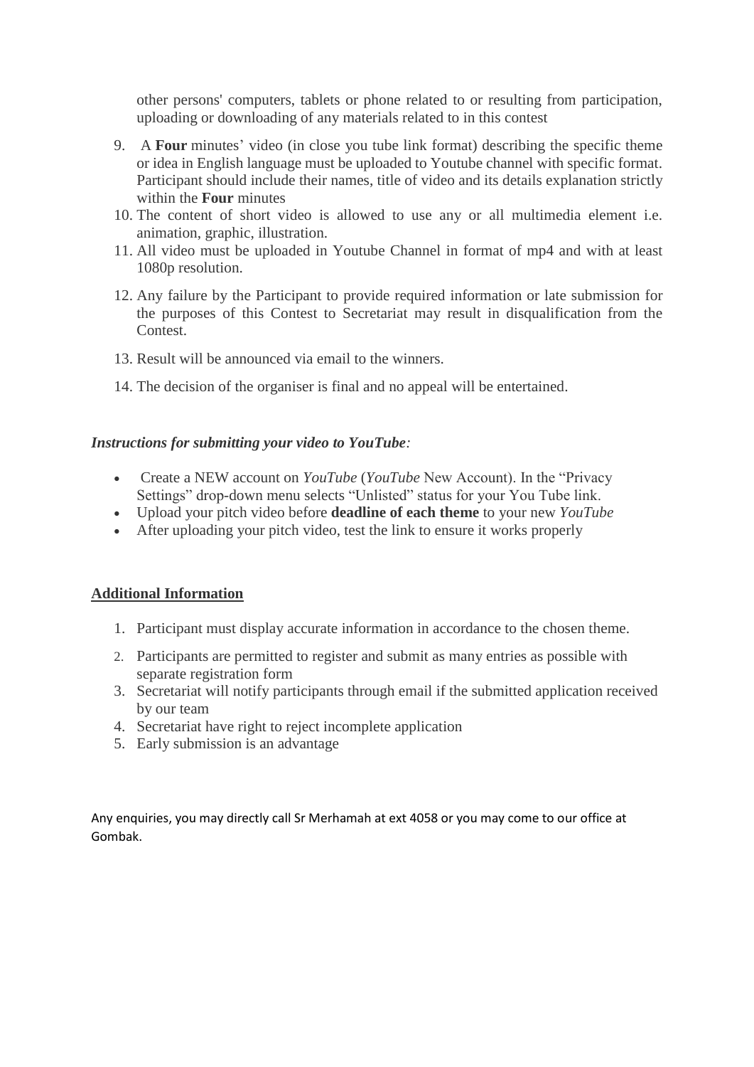other persons' computers, tablets or phone related to or resulting from participation, uploading or downloading of any materials related to in this contest

9. A **Four** minutes' video (in close you tube link format) describing the specific theme or idea in English language must be uploaded to Youtube channel with specific format. Participant should include their names, title of video and its details explanation strictly within the **Four** minutes
10. The content of short video is allowed to use any or all multimedia element i.e. animation, graphic, illustration.
11. All video must be uploaded in Youtube Channel in format of mp4 and with at least 1080p resolution.
12. Any failure by the Participant to provide required information or late submission for the purposes of this Contest to Secretariat may result in disqualification from the Contest.
13. Result will be announced via email to the winners.
14. The decision of the organiser is final and no appeal will be entertained.

***Instructions for submitting your video to YouTube:***

- Create a NEW account on *YouTube* (*YouTube* New Account). In the "Privacy Settings" drop-down menu selects "Unlisted" status for your You Tube link.
- Upload your pitch video before **deadline of each theme** to your new *YouTube*
- After uploading your pitch video, test the link to ensure it works properly

## Additional Information

1. Participant must display accurate information in accordance to the chosen theme.
2. Participants are permitted to register and submit as many entries as possible with separate registration form
3. Secretariat will notify participants through email if the submitted application received by our team
4. Secretariat have right to reject incomplete application
5. Early submission is an advantage

Any enquiries, you may directly call Sr Merhamah at ext 4058 or you may come to our office at Gombak.